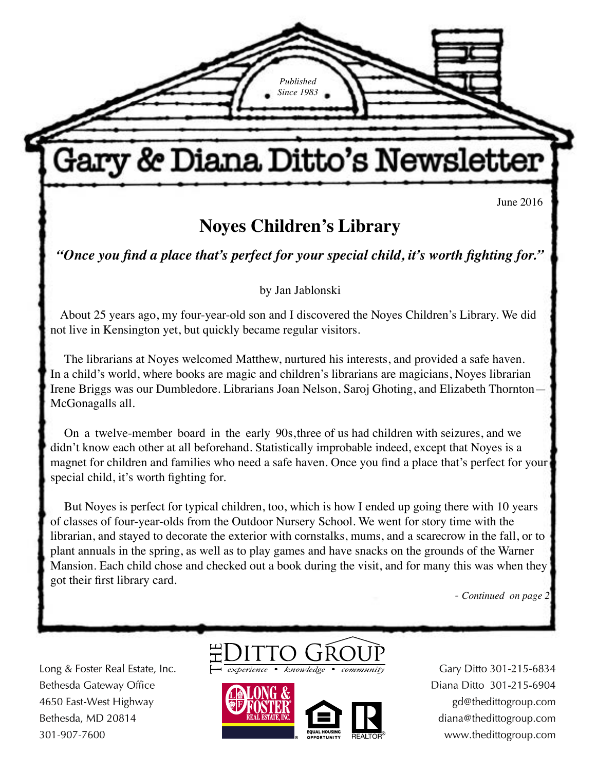*Published Since 1983*

# Gary & Diana Ditto's Newsletter

June 2016

## Noyes Children's Library

***"Once you find a place that's perfect for your special child, it's worth fighting for."***

by Jan Jablonski

About 25 years ago, my four-year-old son and I discovered the Noyes Children's Library. We did not live in Kensington yet, but quickly became regular visitors.

The librarians at Noyes welcomed Matthew, nurtured his interests, and provided a safe haven. In a child's world, where books are magic and children's librarians are magicians, Noyes librarian Irene Briggs was our Dumbledore. Librarians Joan Nelson, Saroj Ghoting, and Elizabeth Thornton—McGonagalls all.

On a twelve-member board in the early 90s,three of us had children with seizures, and we didn't know each other at all beforehand. Statistically improbable indeed, except that Noyes is a magnet for children and families who need a safe haven. Once you find a place that's perfect for your special child, it's worth fighting for.

But Noyes is perfect for typical children, too, which is how I ended up going there with 10 years of classes of four-year-olds from the Outdoor Nursery School. We went for story time with the librarian, and stayed to decorate the exterior with cornstalks, mums, and a scarecrow in the fall, or to plant annuals in the spring, as well as to play games and have snacks on the grounds of the Warner Mansion. Each child chose and checked out a book during the visit, and for many this was when they got their first library card.

*- Continued on page 2*

Long & Foster Real Estate, Inc.
Bethesda Gateway Office
4650 East-West Highway
Bethesda, MD 20814
301-907-7600

THE DITTO GROUP
*experience • knowledge • community*

Gary Ditto 301-215-6834
Diana Ditto 301-215-6904
gd@thedittogroup.com
diana@thedittogroup.com
www.thedittogroup.com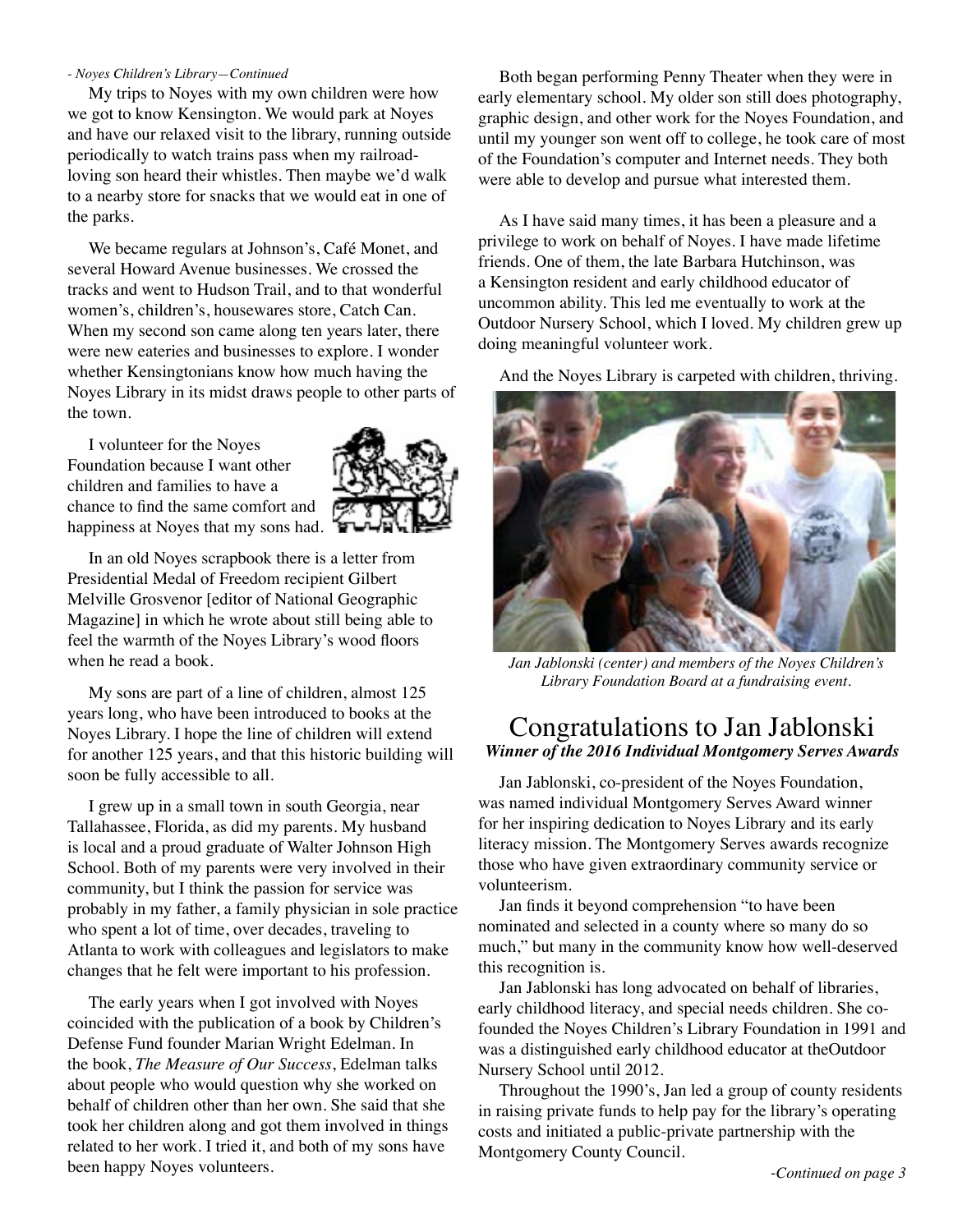*- Noyes Children's Library—Continued*

My trips to Noyes with my own children were how we got to know Kensington. We would park at Noyes and have our relaxed visit to the library, running outside periodically to watch trains pass when my railroad-loving son heard their whistles. Then maybe we'd walk to a nearby store for snacks that we would eat in one of the parks.

We became regulars at Johnson's, Café Monet, and several Howard Avenue businesses. We crossed the tracks and went to Hudson Trail, and to that wonderful women's, children's, housewares store, Catch Can. When my second son came along ten years later, there were new eateries and businesses to explore. I wonder whether Kensingtonians know how much having the Noyes Library in its midst draws people to other parts of the town.

I volunteer for the Noyes Foundation because I want other children and families to have a chance to find the same comfort and happiness at Noyes that my sons had.

In an old Noyes scrapbook there is a letter from Presidential Medal of Freedom recipient Gilbert Melville Grosvenor [editor of National Geographic Magazine] in which he wrote about still being able to feel the warmth of the Noyes Library's wood floors when he read a book.

My sons are part of a line of children, almost 125 years long, who have been introduced to books at the Noyes Library. I hope the line of children will extend for another 125 years, and that this historic building will soon be fully accessible to all.

I grew up in a small town in south Georgia, near Tallahassee, Florida, as did my parents. My husband is local and a proud graduate of Walter Johnson High School. Both of my parents were very involved in their community, but I think the passion for service was probably in my father, a family physician in sole practice who spent a lot of time, over decades, traveling to Atlanta to work with colleagues and legislators to make changes that he felt were important to his profession.

The early years when I got involved with Noyes coincided with the publication of a book by Children's Defense Fund founder Marian Wright Edelman. In the book, *The Measure of Our Success*, Edelman talks about people who would question why she worked on behalf of children other than her own. She said that she took her children along and got them involved in things related to her work. I tried it, and both of my sons have been happy Noyes volunteers.

Both began performing Penny Theater when they were in early elementary school. My older son still does photography, graphic design, and other work for the Noyes Foundation, and until my younger son went off to college, he took care of most of the Foundation's computer and Internet needs. They both were able to develop and pursue what interested them.

As I have said many times, it has been a pleasure and a privilege to work on behalf of Noyes. I have made lifetime friends. One of them, the late Barbara Hutchinson, was a Kensington resident and early childhood educator of uncommon ability. This led me eventually to work at the Outdoor Nursery School, which I loved. My children grew up doing meaningful volunteer work.

And the Noyes Library is carpeted with children, thriving.

*Jan Jablonski (center) and members of the Noyes Children's Library Foundation Board at a fundraising event.*

## Congratulations to Jan Jablonski

***Winner of the 2016 Individual Montgomery Serves Awards***

Jan Jablonski, co-president of the Noyes Foundation, was named individual Montgomery Serves Award winner for her inspiring dedication to Noyes Library and its early literacy mission. The Montgomery Serves awards recognize those who have given extraordinary community service or volunteerism.

Jan finds it beyond comprehension "to have been nominated and selected in a county where so many do so much," but many in the community know how well-deserved this recognition is.

Jan Jablonski has long advocated on behalf of libraries, early childhood literacy, and special needs children. She co-founded the Noyes Children's Library Foundation in 1991 and was a distinguished early childhood educator at theOutdoor Nursery School until 2012.

Throughout the 1990's, Jan led a group of county residents in raising private funds to help pay for the library's operating costs and initiated a public-private partnership with the Montgomery County Council.

*-Continued on page 3*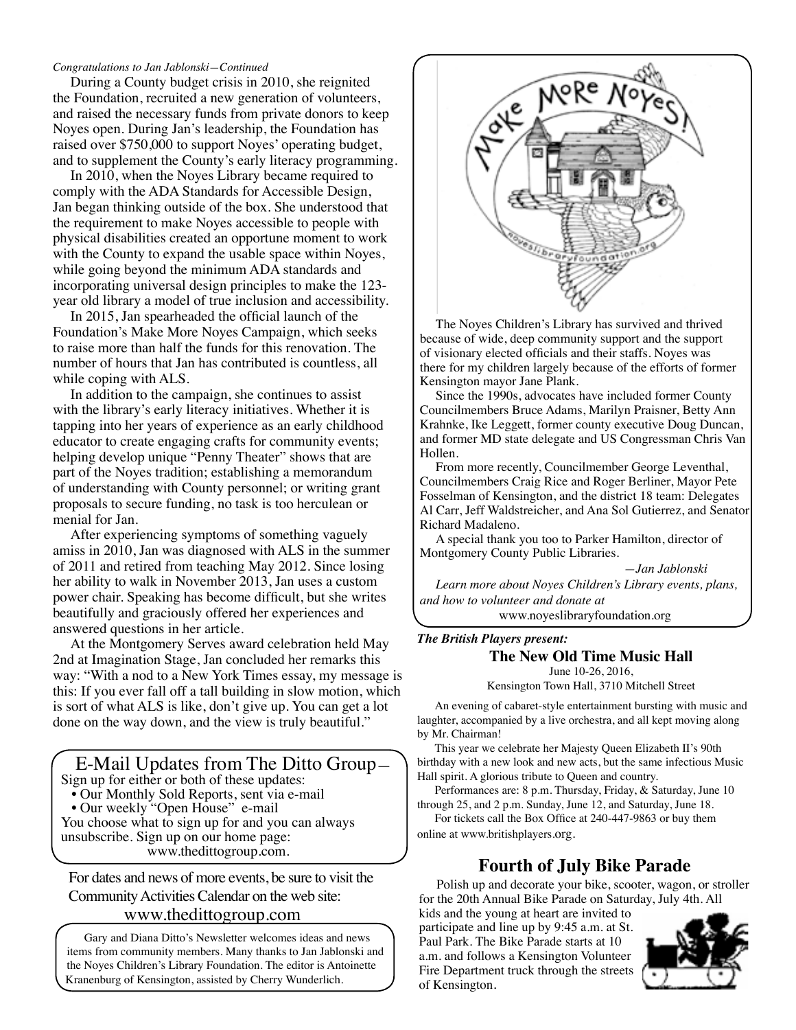*Congratulations to Jan Jablonski—Continued*

During a County budget crisis in 2010, she reignited the Foundation, recruited a new generation of volunteers, and raised the necessary funds from private donors to keep Noyes open. During Jan's leadership, the Foundation has raised over $750,000 to support Noyes' operating budget, and to supplement the County's early literacy programming.

In 2010, when the Noyes Library became required to comply with the ADA Standards for Accessible Design, Jan began thinking outside of the box. She understood that the requirement to make Noyes accessible to people with physical disabilities created an opportune moment to work with the County to expand the usable space within Noyes, while going beyond the minimum ADA standards and incorporating universal design principles to make the 123-year old library a model of true inclusion and accessibility.

In 2015, Jan spearheaded the official launch of the Foundation's Make More Noyes Campaign, which seeks to raise more than half the funds for this renovation. The number of hours that Jan has contributed is countless, all while coping with ALS.

In addition to the campaign, she continues to assist with the library's early literacy initiatives. Whether it is tapping into her years of experience as an early childhood educator to create engaging crafts for community events; helping develop unique "Penny Theater" shows that are part of the Noyes tradition; establishing a memorandum of understanding with County personnel; or writing grant proposals to secure funding, no task is too herculean or menial for Jan.

After experiencing symptoms of something vaguely amiss in 2010, Jan was diagnosed with ALS in the summer of 2011 and retired from teaching May 2012. Since losing her ability to walk in November 2013, Jan uses a custom power chair. Speaking has become difficult, but she writes beautifully and graciously offered her experiences and answered questions in her article.

At the Montgomery Serves award celebration held May 2nd at Imagination Stage, Jan concluded her remarks this way: "With a nod to a New York Times essay, my message is this: If you ever fall off a tall building in slow motion, which is sort of what ALS is like, don't give up. You can get a lot done on the way down, and the view is truly beautiful."

Make More Noyes!

noyeslibraryfoundation.org

The Noyes Children's Library has survived and thrived because of wide, deep community support and the support of visionary elected officials and their staffs. Noyes was there for my children largely because of the efforts of former Kensington mayor Jane Plank.

Since the 1990s, advocates have included former County Councilmembers Bruce Adams, Marilyn Praisner, Betty Ann Krahnke, Ike Leggett, former county executive Doug Duncan, and former MD state delegate and US Congressman Chris Van Hollen.

From more recently, Councilmember George Leventhal, Councilmembers Craig Rice and Roger Berliner, Mayor Pete Fosselman of Kensington, and the district 18 team: Delegates Al Carr, Jeff Waldstreicher, and Ana Sol Gutierrez, and Senator Richard Madaleno.

A special thank you too to Parker Hamilton, director of Montgomery County Public Libraries.

*—Jan Jablonski*

*Learn more about Noyes Children's Library events, plans, and how to volunteer and donate at*
www.noyeslibraryfoundation.org

## E-Mail Updates from The Ditto Group—

Sign up for either or both of these updates:

- Our Monthly Sold Reports, sent via e-mail
- Our weekly "Open House" e-mail

You choose what to sign up for and you can always unsubscribe. Sign up on our home page:
www.thedittogroup.com.

For dates and news of more events, be sure to visit the Community Activities Calendar on the web site:
www.thedittogroup.com

Gary and Diana Ditto's Newsletter welcomes ideas and news items from community members. Many thanks to Jan Jablonski and the Noyes Children's Library Foundation. The editor is Antoinette Kranenburg of Kensington, assisted by Cherry Wunderlich.

***The British Players present:***

### The New Old Time Music Hall

June 10-26, 2016,
Kensington Town Hall, 3710 Mitchell Street

An evening of cabaret-style entertainment bursting with music and laughter, accompanied by a live orchestra, and all kept moving along by Mr. Chairman!

This year we celebrate her Majesty Queen Elizabeth II's 90th birthday with a new look and new acts, but the same infectious Music Hall spirit. A glorious tribute to Queen and country.

Performances are: 8 p.m. Thursday, Friday, & Saturday, June 10 through 25, and 2 p.m. Sunday, June 12, and Saturday, June 18.

For tickets call the Box Office at 240-447-9863 or buy them online at www.britishplayers.org.

## Fourth of July Bike Parade

Polish up and decorate your bike, scooter, wagon, or stroller for the 20th Annual Bike Parade on Saturday, July 4th. All kids and the young at heart are invited to participate and line up by 9:45 a.m. at St. Paul Park. The Bike Parade starts at 10 a.m. and follows a Kensington Volunteer Fire Department truck through the streets of Kensington.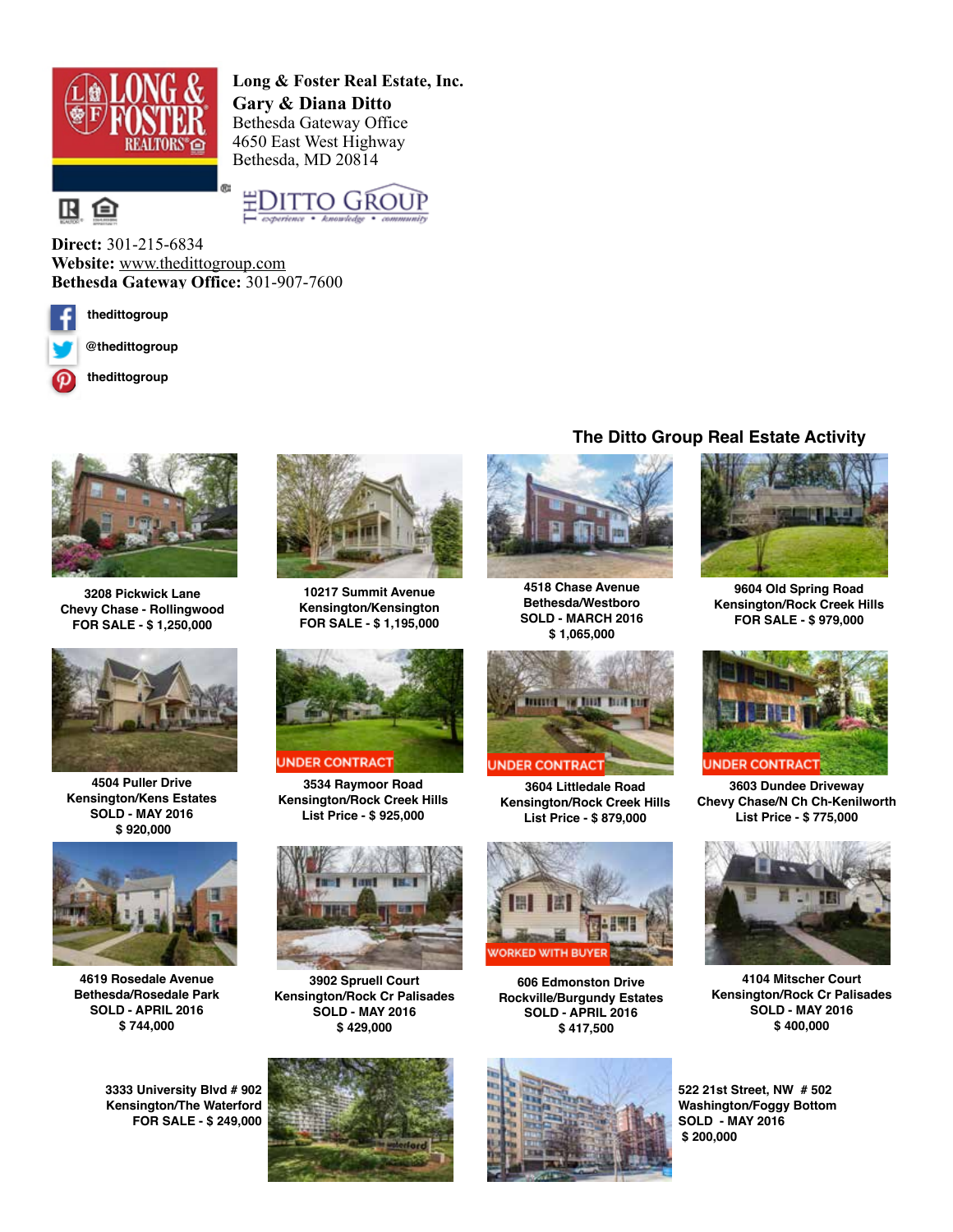**Long & Foster Real Estate, Inc.**
**Gary & Diana Ditto**
Bethesda Gateway Office
4650 East West Highway
Bethesda, MD 20814

**Direct:** 301-215-6834
**Website:** www.thedittogroup.com
**Bethesda Gateway Office:** 301-907-7600

thedittogroup

@thedittogroup

thedittogroup

## The Ditto Group Real Estate Activity

3208 Pickwick Lane
Chevy Chase - Rollingwood
FOR SALE - $ 1,250,000

10217 Summit Avenue
Kensington/Kensington
FOR SALE - $ 1,195,000

4518 Chase Avenue
Bethesda/Westboro
SOLD - MARCH 2016
$ 1,065,000

9604 Old Spring Road
Kensington/Rock Creek Hills
FOR SALE - $ 979,000

4504 Puller Drive
Kensington/Kens Estates
SOLD - MAY 2016
$ 920,000

UNDER CONTRACT
3534 Raymoor Road
Kensington/Rock Creek Hills
List Price - $ 925,000

UNDER CONTRACT
3604 Littledale Road
Kensington/Rock Creek Hills
List Price - $ 879,000

UNDER CONTRACT
3603 Dundee Driveway
Chevy Chase/N Ch Ch-Kenilworth
List Price - $ 775,000

4619 Rosedale Avenue
Bethesda/Rosedale Park
SOLD - APRIL 2016
$ 744,000

3902 Spruell Court
Kensington/Rock Cr Palisades
SOLD - MAY 2016
$ 429,000

WORKED WITH BUYER
606 Edmonston Drive
Rockville/Burgundy Estates
SOLD - APRIL 2016
$ 417,500

4104 Mitscher Court
Kensington/Rock Cr Palisades
SOLD - MAY 2016
$ 400,000

3333 University Blvd # 902
Kensington/The Waterford
FOR SALE - $ 249,000

522 21st Street, NW # 502
Washington/Foggy Bottom
SOLD - MAY 2016
$ 200,000